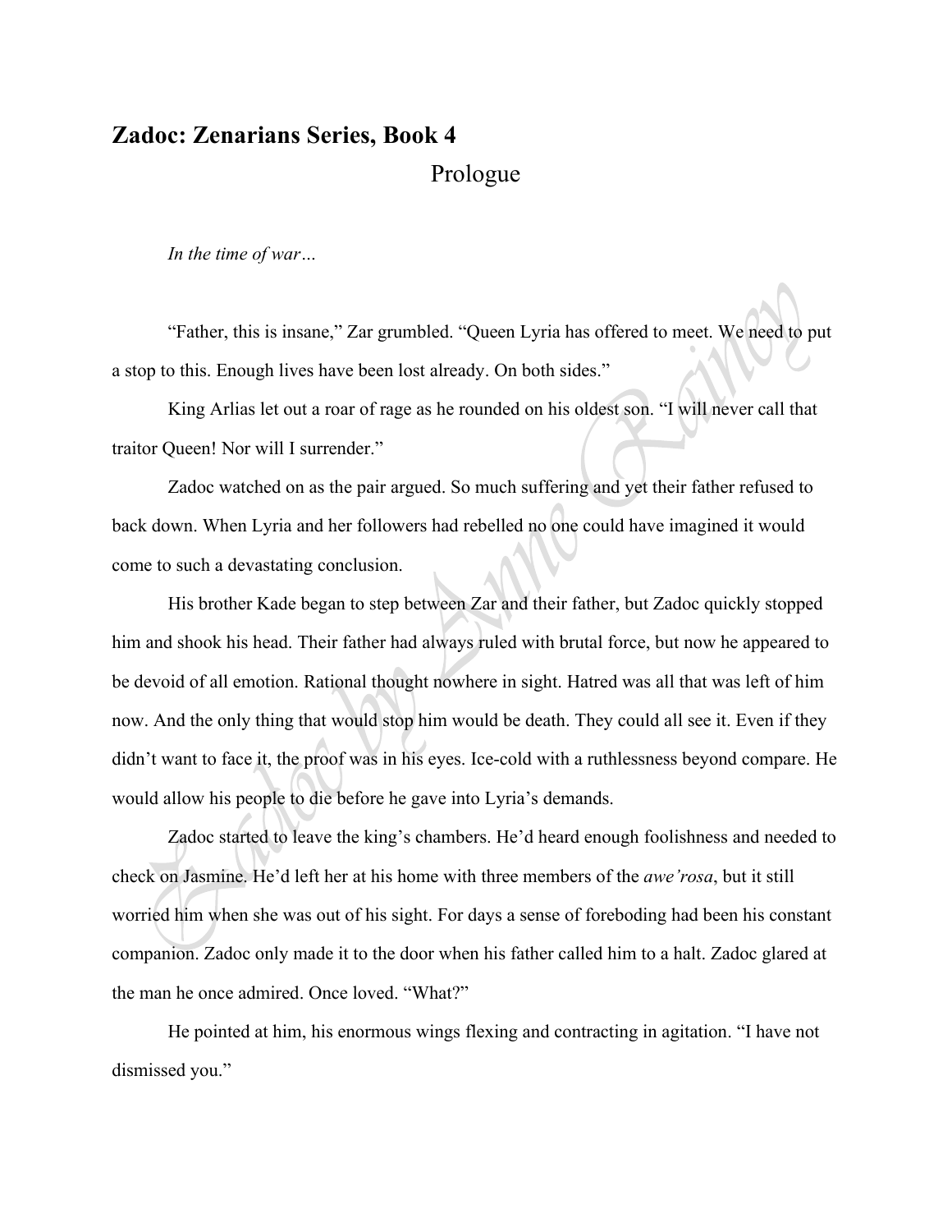# Zadoc: Zenarians Series, Book 4

## Prologue

*In the time of war…*

"Father, this is insane," Zar grumbled. "Queen Lyria has offered to meet. We need to put a stop to this. Enough lives have been lost already. On both sides."

King Arlias let out a roar of rage as he rounded on his oldest son. "I will never call that traitor Queen! Nor will I surrender."

Zadoc watched on as the pair argued. So much suffering and yet their father refused to back down. When Lyria and her followers had rebelled no one could have imagined it would come to such a devastating conclusion.

His brother Kade began to step between Zar and their father, but Zadoc quickly stopped him and shook his head. Their father had always ruled with brutal force, but now he appeared to be devoid of all emotion. Rational thought nowhere in sight. Hatred was all that was left of him now. And the only thing that would stop him would be death. They could all see it. Even if they didn't want to face it, the proof was in his eyes. Ice-cold with a ruthlessness beyond compare. He would allow his people to die before he gave into Lyria's demands.

Zadoc started to leave the king's chambers. He'd heard enough foolishness and needed to check on Jasmine. He'd left her at his home with three members of the *awe'rosa*, but it still worried him when she was out of his sight. For days a sense of foreboding had been his constant companion. Zadoc only made it to the door when his father called him to a halt. Zadoc glared at the man he once admired. Once loved. "What?"

He pointed at him, his enormous wings flexing and contracting in agitation. "I have not dismissed you."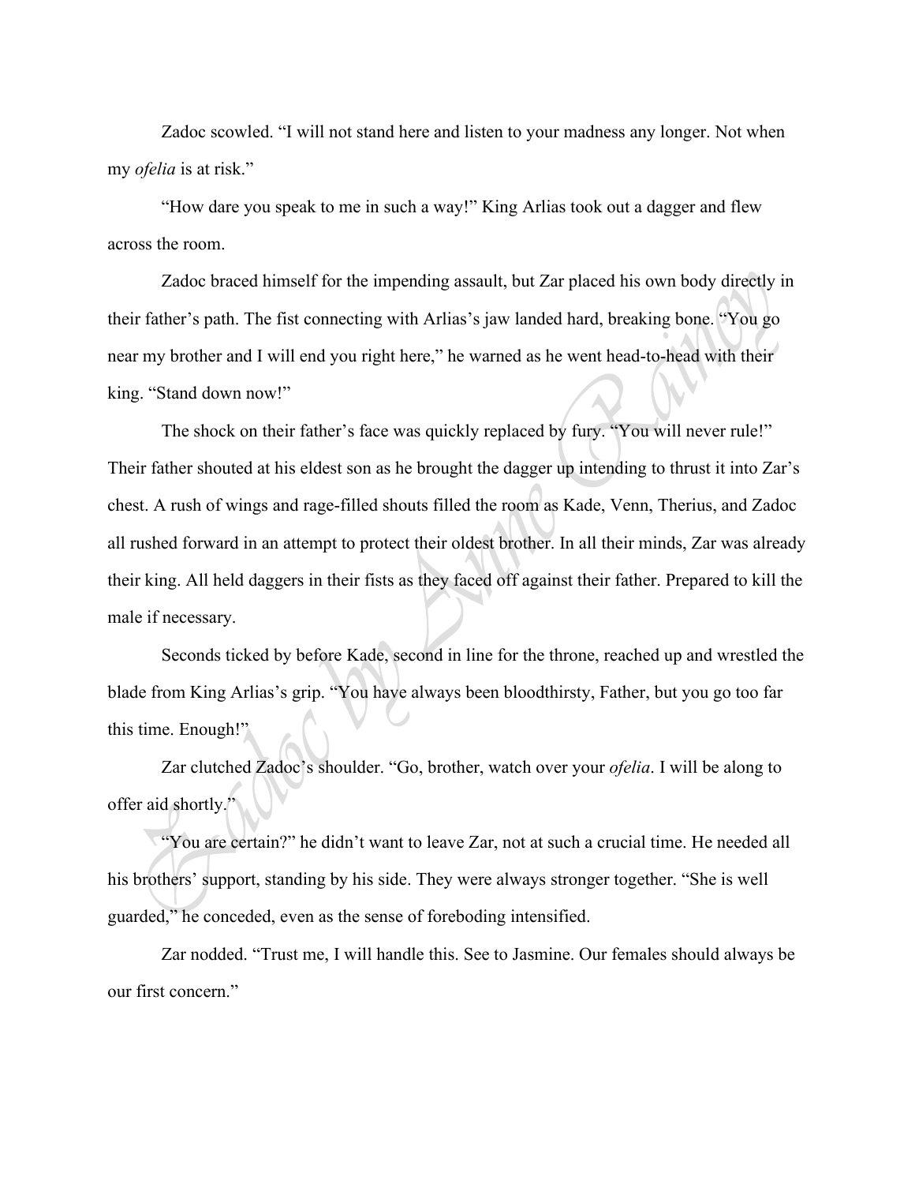Zadoc scowled. "I will not stand here and listen to your madness any longer. Not when my *ofelia* is at risk."

"How dare you speak to me in such a way!" King Arlias took out a dagger and flew across the room.

Zadoc braced himself for the impending assault, but Zar placed his own body directly in their father's path. The fist connecting with Arlias's jaw landed hard, breaking bone. "You go near my brother and I will end you right here," he warned as he went head-to-head with their king. "Stand down now!"

The shock on their father's face was quickly replaced by fury. "You will never rule!" Their father shouted at his eldest son as he brought the dagger up intending to thrust it into Zar's chest. A rush of wings and rage-filled shouts filled the room as Kade, Venn, Therius, and Zadoc all rushed forward in an attempt to protect their oldest brother. In all their minds, Zar was already their king. All held daggers in their fists as they faced off against their father. Prepared to kill the male if necessary.

Seconds ticked by before Kade, second in line for the throne, reached up and wrestled the blade from King Arlias's grip. "You have always been bloodthirsty, Father, but you go too far this time. Enough!"

Zar clutched Zadoc's shoulder. "Go, brother, watch over your *ofelia*. I will be along to offer aid shortly."

"You are certain?" he didn't want to leave Zar, not at such a crucial time. He needed all his brothers' support, standing by his side. They were always stronger together. "She is well guarded," he conceded, even as the sense of foreboding intensified.

Zar nodded. "Trust me, I will handle this. See to Jasmine. Our females should always be our first concern."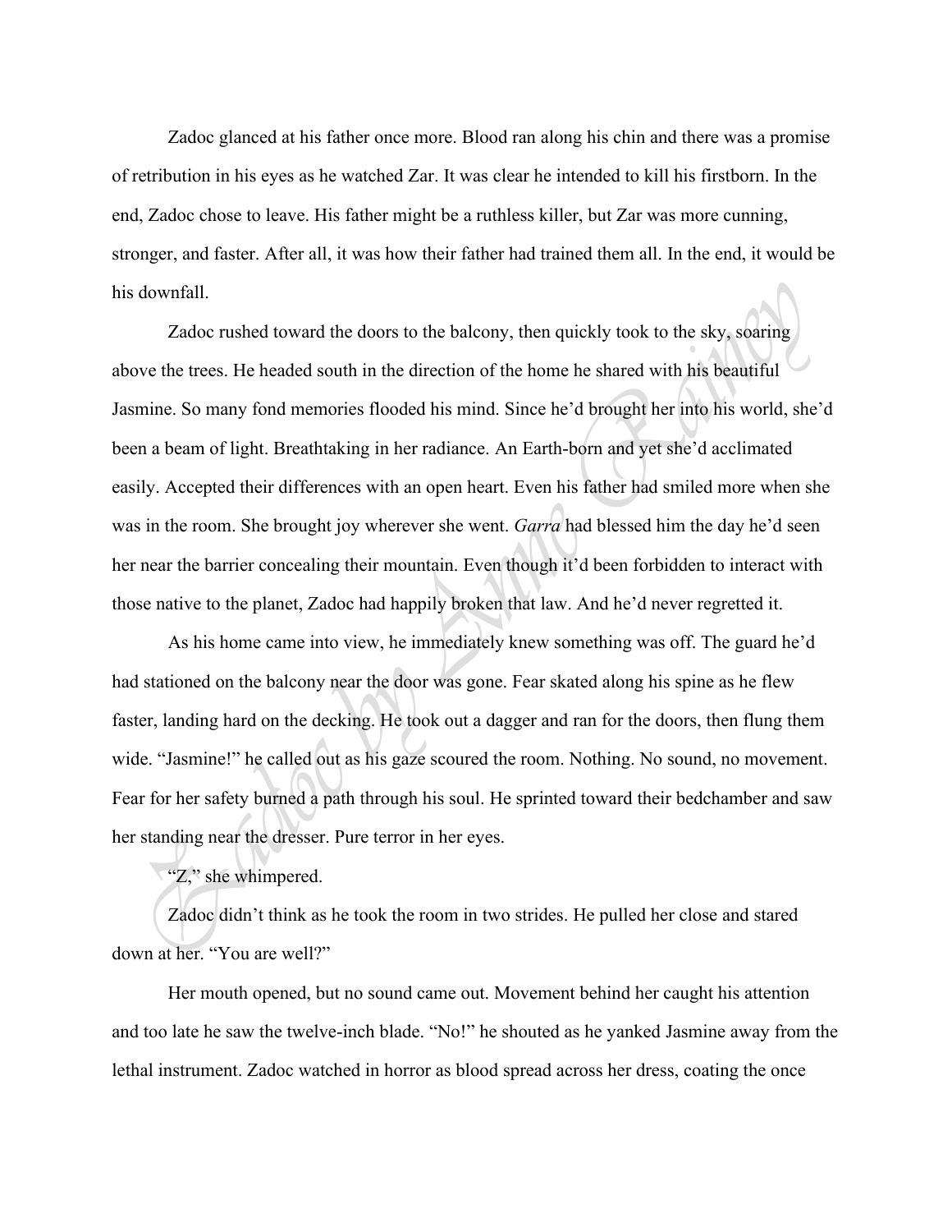Zadoc glanced at his father once more. Blood ran along his chin and there was a promise of retribution in his eyes as he watched Zar. It was clear he intended to kill his firstborn. In the end, Zadoc chose to leave. His father might be a ruthless killer, but Zar was more cunning, stronger, and faster. After all, it was how their father had trained them all. In the end, it would be his downfall.

Zadoc rushed toward the doors to the balcony, then quickly took to the sky, soaring above the trees. He headed south in the direction of the home he shared with his beautiful Jasmine. So many fond memories flooded his mind. Since he'd brought her into his world, she'd been a beam of light. Breathtaking in her radiance. An Earth-born and yet she'd acclimated easily. Accepted their differences with an open heart. Even his father had smiled more when she was in the room. She brought joy wherever she went. *Garra* had blessed him the day he'd seen her near the barrier concealing their mountain. Even though it'd been forbidden to interact with those native to the planet, Zadoc had happily broken that law. And he'd never regretted it.

As his home came into view, he immediately knew something was off. The guard he'd had stationed on the balcony near the door was gone. Fear skated along his spine as he flew faster, landing hard on the decking. He took out a dagger and ran for the doors, then flung them wide. "Jasmine!" he called out as his gaze scoured the room. Nothing. No sound, no movement. Fear for her safety burned a path through his soul. He sprinted toward their bedchamber and saw her standing near the dresser. Pure terror in her eyes.

"Z," she whimpered.

Zadoc didn't think as he took the room in two strides. He pulled her close and stared down at her. "You are well?"

Her mouth opened, but no sound came out. Movement behind her caught his attention and too late he saw the twelve-inch blade. "No!" he shouted as he yanked Jasmine away from the lethal instrument. Zadoc watched in horror as blood spread across her dress, coating the once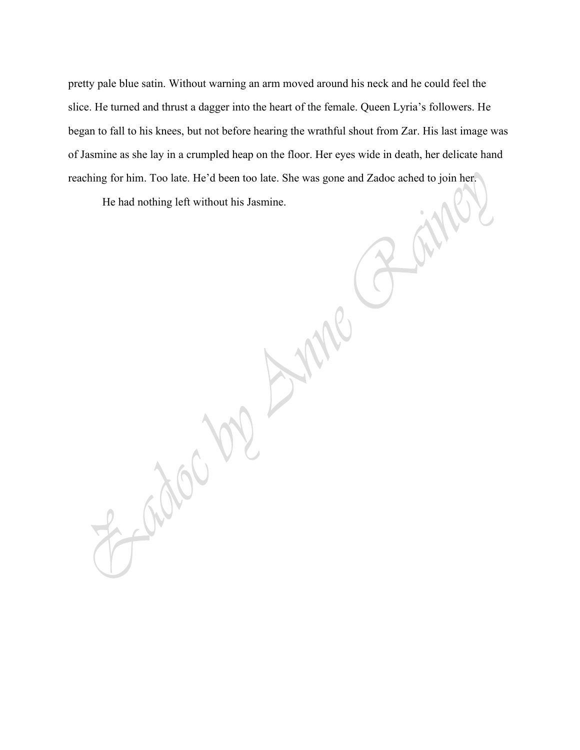pretty pale blue satin. Without warning an arm moved around his neck and he could feel the slice. He turned and thrust a dagger into the heart of the female. Queen Lyria's followers. He began to fall to his knees, but not before hearing the wrathful shout from Zar. His last image was of Jasmine as she lay in a crumpled heap on the floor. Her eyes wide in death, her delicate hand reaching for him. Too late. He'd been too late. She was gone and Zadoc ached to join her.

He had nothing left without his Jasmine.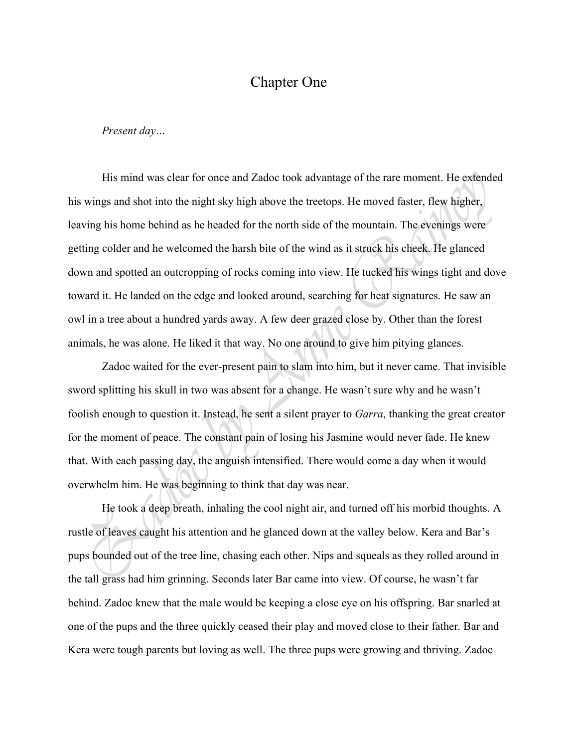# Chapter One

*Present day…*

His mind was clear for once and Zadoc took advantage of the rare moment. He extended his wings and shot into the night sky high above the treetops. He moved faster, flew higher, leaving his home behind as he headed for the north side of the mountain. The evenings were getting colder and he welcomed the harsh bite of the wind as it struck his cheek. He glanced down and spotted an outcropping of rocks coming into view. He tucked his wings tight and dove toward it. He landed on the edge and looked around, searching for heat signatures. He saw an owl in a tree about a hundred yards away. A few deer grazed close by. Other than the forest animals, he was alone. He liked it that way. No one around to give him pitying glances.

Zadoc waited for the ever-present pain to slam into him, but it never came. That invisible sword splitting his skull in two was absent for a change. He wasn't sure why and he wasn't foolish enough to question it. Instead, he sent a silent prayer to *Garra*, thanking the great creator for the moment of peace. The constant pain of losing his Jasmine would never fade. He knew that. With each passing day, the anguish intensified. There would come a day when it would overwhelm him. He was beginning to think that day was near.

He took a deep breath, inhaling the cool night air, and turned off his morbid thoughts. A rustle of leaves caught his attention and he glanced down at the valley below. Kera and Bar's pups bounded out of the tree line, chasing each other. Nips and squeals as they rolled around in the tall grass had him grinning. Seconds later Bar came into view. Of course, he wasn't far behind. Zadoc knew that the male would be keeping a close eye on his offspring. Bar snarled at one of the pups and the three quickly ceased their play and moved close to their father. Bar and Kera were tough parents but loving as well. The three pups were growing and thriving. Zadoc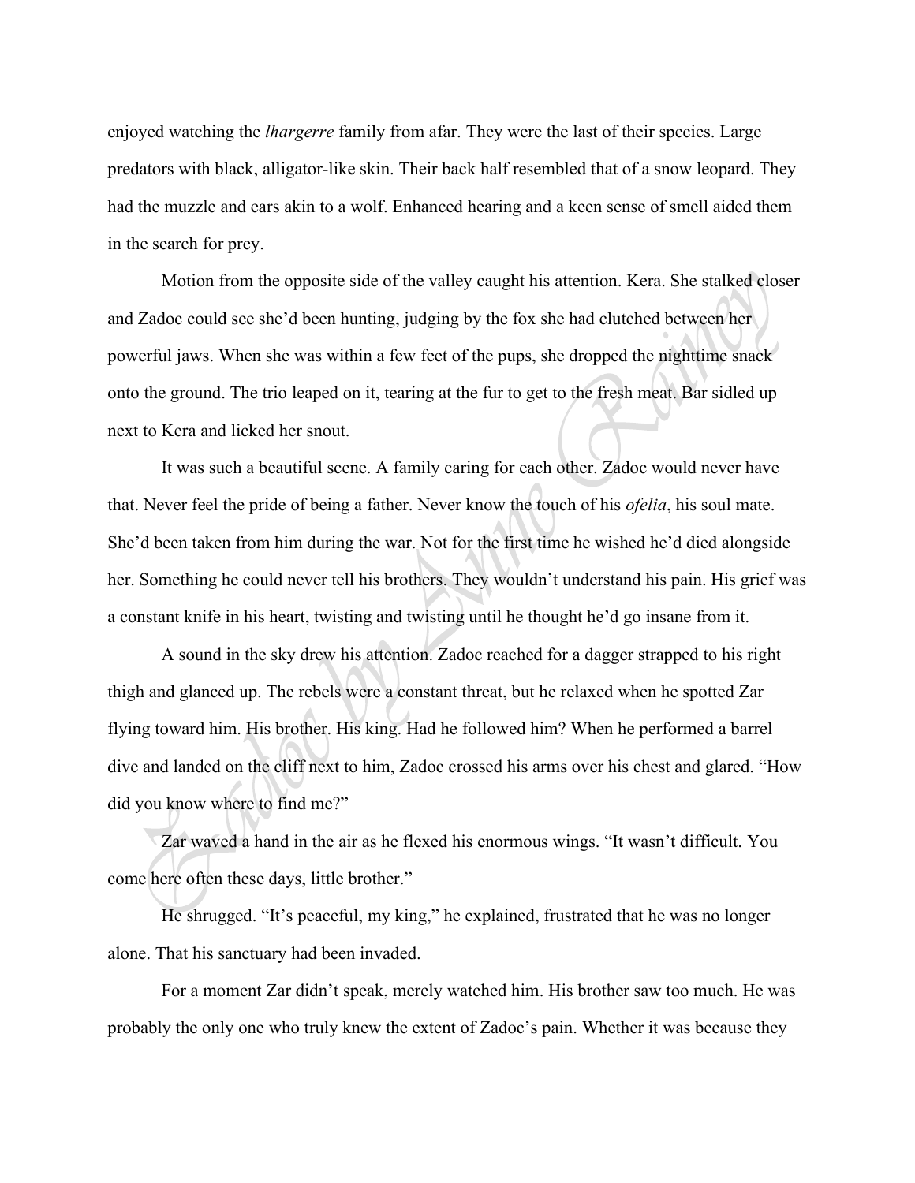enjoyed watching the *lhargerre* family from afar. They were the last of their species. Large predators with black, alligator-like skin. Their back half resembled that of a snow leopard. They had the muzzle and ears akin to a wolf. Enhanced hearing and a keen sense of smell aided them in the search for prey.

Motion from the opposite side of the valley caught his attention. Kera. She stalked closer and Zadoc could see she'd been hunting, judging by the fox she had clutched between her powerful jaws. When she was within a few feet of the pups, she dropped the nighttime snack onto the ground. The trio leaped on it, tearing at the fur to get to the fresh meat. Bar sidled up next to Kera and licked her snout.

It was such a beautiful scene. A family caring for each other. Zadoc would never have that. Never feel the pride of being a father. Never know the touch of his *ofelia*, his soul mate. She'd been taken from him during the war. Not for the first time he wished he'd died alongside her. Something he could never tell his brothers. They wouldn't understand his pain. His grief was a constant knife in his heart, twisting and twisting until he thought he'd go insane from it.

A sound in the sky drew his attention. Zadoc reached for a dagger strapped to his right thigh and glanced up. The rebels were a constant threat, but he relaxed when he spotted Zar flying toward him. His brother. His king. Had he followed him? When he performed a barrel dive and landed on the cliff next to him, Zadoc crossed his arms over his chest and glared. "How did you know where to find me?"

Zar waved a hand in the air as he flexed his enormous wings. "It wasn't difficult. You come here often these days, little brother."

He shrugged. "It's peaceful, my king," he explained, frustrated that he was no longer alone. That his sanctuary had been invaded.

For a moment Zar didn't speak, merely watched him. His brother saw too much. He was probably the only one who truly knew the extent of Zadoc's pain. Whether it was because they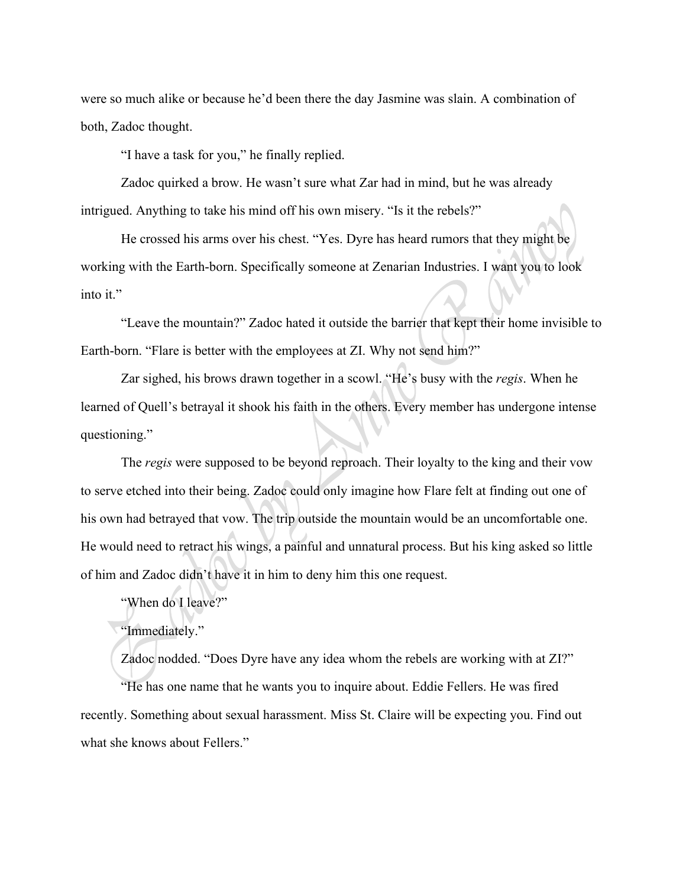were so much alike or because he'd been there the day Jasmine was slain. A combination of both, Zadoc thought.

"I have a task for you," he finally replied.

Zadoc quirked a brow. He wasn't sure what Zar had in mind, but he was already intrigued. Anything to take his mind off his own misery. "Is it the rebels?"

He crossed his arms over his chest. "Yes. Dyre has heard rumors that they might be working with the Earth-born. Specifically someone at Zenarian Industries. I want you to look into it."

"Leave the mountain?" Zadoc hated it outside the barrier that kept their home invisible to Earth-born. "Flare is better with the employees at ZI. Why not send him?"

Zar sighed, his brows drawn together in a scowl. "He's busy with the *regis*. When he learned of Quell's betrayal it shook his faith in the others. Every member has undergone intense questioning."

The *regis* were supposed to be beyond reproach. Their loyalty to the king and their vow to serve etched into their being. Zadoc could only imagine how Flare felt at finding out one of his own had betrayed that vow. The trip outside the mountain would be an uncomfortable one. He would need to retract his wings, a painful and unnatural process. But his king asked so little of him and Zadoc didn't have it in him to deny him this one request.

"When do I leave?"

"Immediately."

Zadoc nodded. "Does Dyre have any idea whom the rebels are working with at ZI?"

"He has one name that he wants you to inquire about. Eddie Fellers. He was fired recently. Something about sexual harassment. Miss St. Claire will be expecting you. Find out what she knows about Fellers."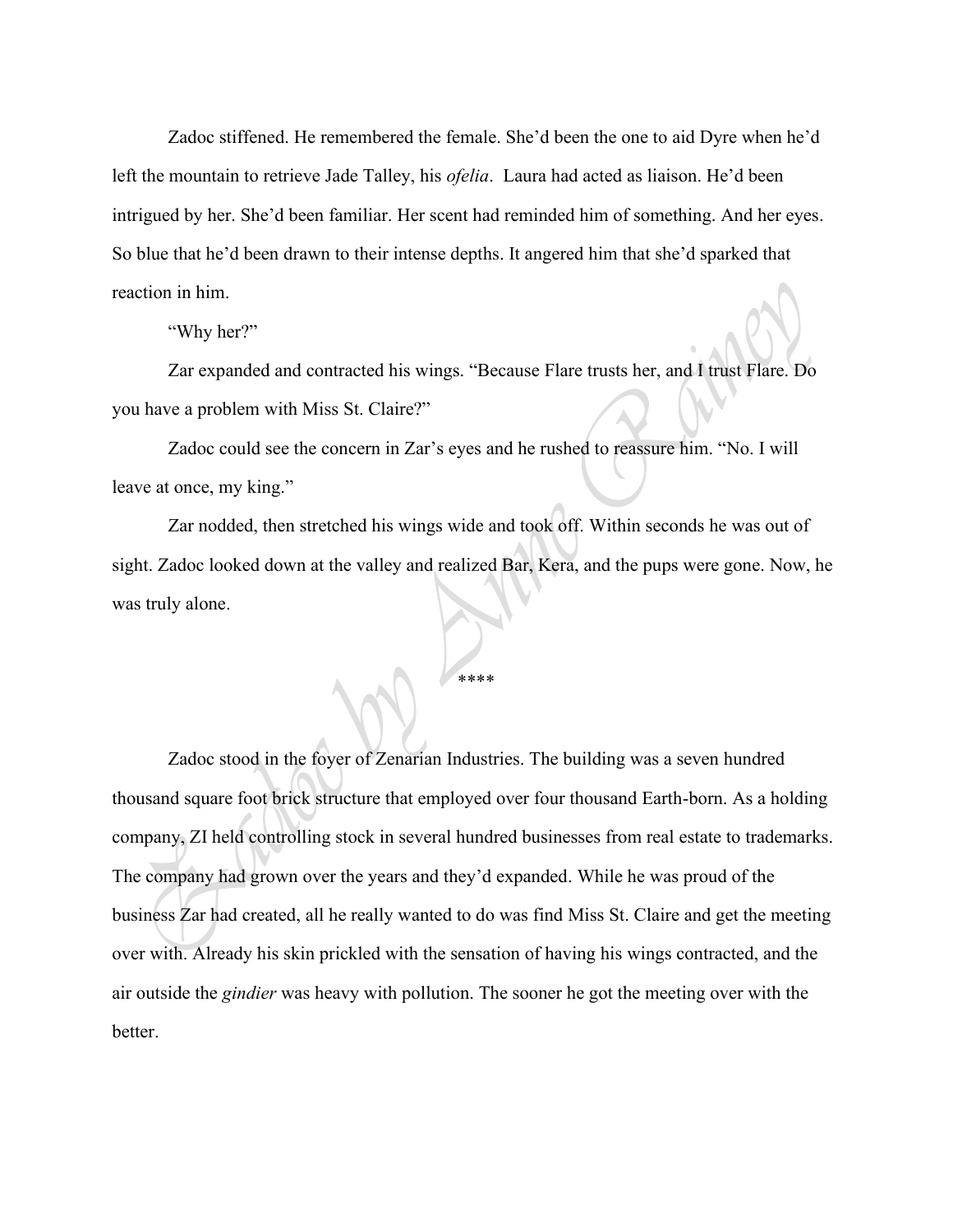Zadoc stiffened. He remembered the female. She'd been the one to aid Dyre when he'd left the mountain to retrieve Jade Talley, his *ofelia*. Laura had acted as liaison. He'd been intrigued by her. She'd been familiar. Her scent had reminded him of something. And her eyes. So blue that he'd been drawn to their intense depths. It angered him that she'd sparked that reaction in him.

"Why her?"

Zar expanded and contracted his wings. "Because Flare trusts her, and I trust Flare. Do you have a problem with Miss St. Claire?"

Zadoc could see the concern in Zar's eyes and he rushed to reassure him. "No. I will leave at once, my king."

Zar nodded, then stretched his wings wide and took off. Within seconds he was out of sight. Zadoc looked down at the valley and realized Bar, Kera, and the pups were gone. Now, he was truly alone.

****

Zadoc stood in the foyer of Zenarian Industries. The building was a seven hundred thousand square foot brick structure that employed over four thousand Earth-born. As a holding company, ZI held controlling stock in several hundred businesses from real estate to trademarks. The company had grown over the years and they'd expanded. While he was proud of the business Zar had created, all he really wanted to do was find Miss St. Claire and get the meeting over with. Already his skin prickled with the sensation of having his wings contracted, and the air outside the *gindier* was heavy with pollution. The sooner he got the meeting over with the better.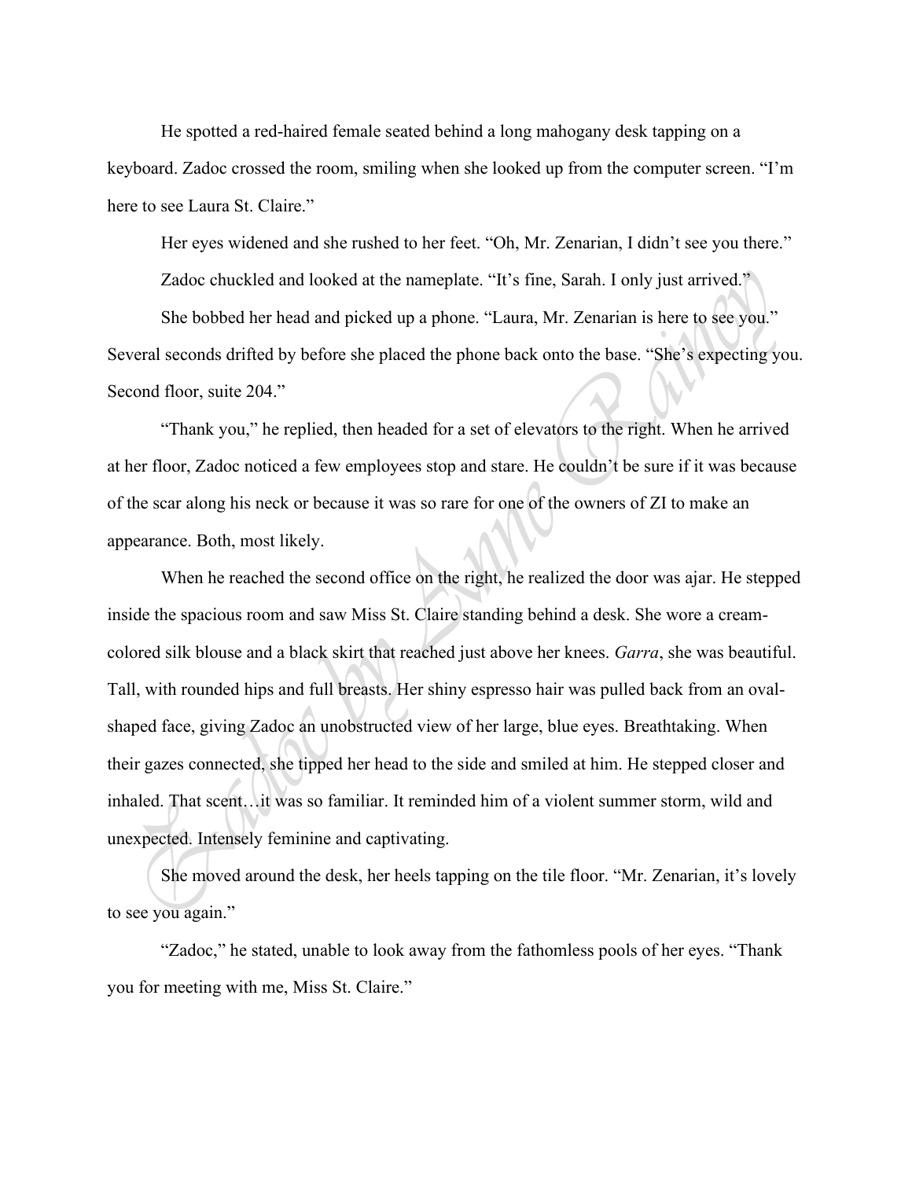He spotted a red-haired female seated behind a long mahogany desk tapping on a keyboard. Zadoc crossed the room, smiling when she looked up from the computer screen. "I'm here to see Laura St. Claire."

Her eyes widened and she rushed to her feet. "Oh, Mr. Zenarian, I didn't see you there."

Zadoc chuckled and looked at the nameplate. "It's fine, Sarah. I only just arrived."

She bobbed her head and picked up a phone. "Laura, Mr. Zenarian is here to see you." Several seconds drifted by before she placed the phone back onto the base. "She's expecting you. Second floor, suite 204."

"Thank you," he replied, then headed for a set of elevators to the right. When he arrived at her floor, Zadoc noticed a few employees stop and stare. He couldn't be sure if it was because of the scar along his neck or because it was so rare for one of the owners of ZI to make an appearance. Both, most likely.

When he reached the second office on the right, he realized the door was ajar. He stepped inside the spacious room and saw Miss St. Claire standing behind a desk. She wore a cream-colored silk blouse and a black skirt that reached just above her knees. *Garra*, she was beautiful. Tall, with rounded hips and full breasts. Her shiny espresso hair was pulled back from an oval-shaped face, giving Zadoc an unobstructed view of her large, blue eyes. Breathtaking. When their gazes connected, she tipped her head to the side and smiled at him. He stepped closer and inhaled. That scent…it was so familiar. It reminded him of a violent summer storm, wild and unexpected. Intensely feminine and captivating.

She moved around the desk, her heels tapping on the tile floor. "Mr. Zenarian, it's lovely to see you again."

"Zadoc," he stated, unable to look away from the fathomless pools of her eyes. "Thank you for meeting with me, Miss St. Claire."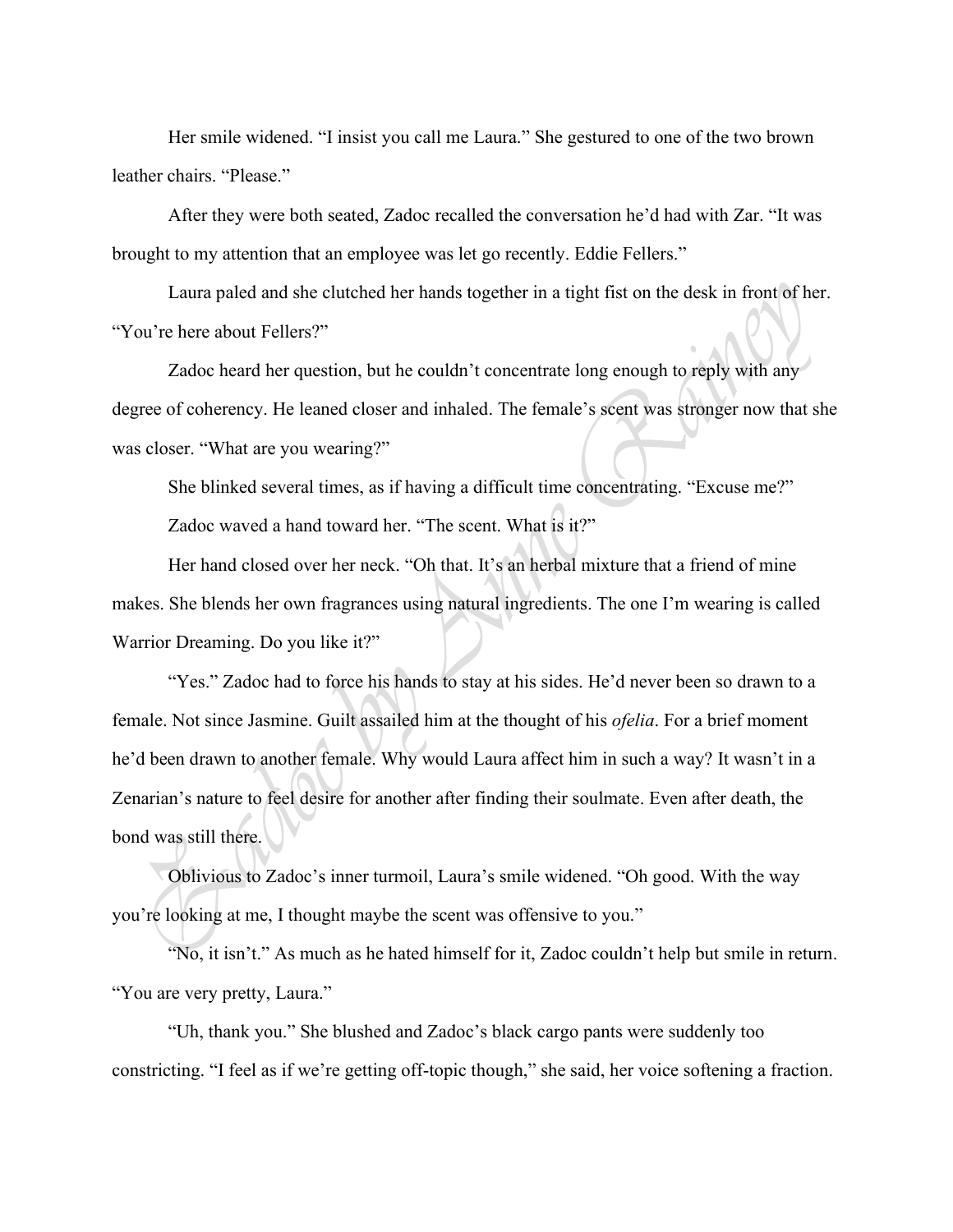Her smile widened. “I insist you call me Laura.” She gestured to one of the two brown leather chairs. “Please.”

After they were both seated, Zadoc recalled the conversation he’d had with Zar. “It was brought to my attention that an employee was let go recently. Eddie Fellers.”

Laura paled and she clutched her hands together in a tight fist on the desk in front of her. “You’re here about Fellers?”

Zadoc heard her question, but he couldn’t concentrate long enough to reply with any degree of coherency. He leaned closer and inhaled. The female’s scent was stronger now that she was closer. “What are you wearing?”

She blinked several times, as if having a difficult time concentrating. “Excuse me?”

Zadoc waved a hand toward her. “The scent. What is it?”

Her hand closed over her neck. “Oh that. It’s an herbal mixture that a friend of mine makes. She blends her own fragrances using natural ingredients. The one I’m wearing is called Warrior Dreaming. Do you like it?”

“Yes.” Zadoc had to force his hands to stay at his sides. He’d never been so drawn to a female. Not since Jasmine. Guilt assailed him at the thought of his *ofelia*. For a brief moment he’d been drawn to another female. Why would Laura affect him in such a way? It wasn’t in a Zenarian’s nature to feel desire for another after finding their soulmate. Even after death, the bond was still there.

Oblivious to Zadoc’s inner turmoil, Laura’s smile widened. “Oh good. With the way you’re looking at me, I thought maybe the scent was offensive to you.”

“No, it isn’t.” As much as he hated himself for it, Zadoc couldn’t help but smile in return. “You are very pretty, Laura.”

“Uh, thank you.” She blushed and Zadoc’s black cargo pants were suddenly too constricting. “I feel as if we’re getting off-topic though,” she said, her voice softening a fraction.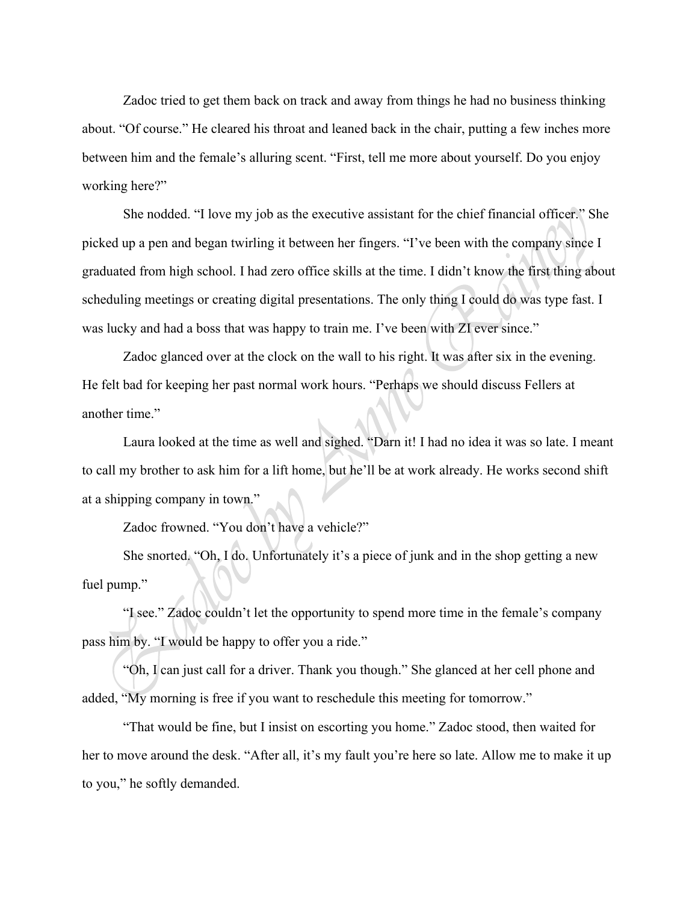Zadoc tried to get them back on track and away from things he had no business thinking about. "Of course." He cleared his throat and leaned back in the chair, putting a few inches more between him and the female's alluring scent. "First, tell me more about yourself. Do you enjoy working here?"

She nodded. "I love my job as the executive assistant for the chief financial officer." She picked up a pen and began twirling it between her fingers. "I've been with the company since I graduated from high school. I had zero office skills at the time. I didn't know the first thing about scheduling meetings or creating digital presentations. The only thing I could do was type fast. I was lucky and had a boss that was happy to train me. I've been with ZI ever since."

Zadoc glanced over at the clock on the wall to his right. It was after six in the evening. He felt bad for keeping her past normal work hours. "Perhaps we should discuss Fellers at another time."

Laura looked at the time as well and sighed. "Darn it! I had no idea it was so late. I meant to call my brother to ask him for a lift home, but he'll be at work already. He works second shift at a shipping company in town."

Zadoc frowned. "You don't have a vehicle?"

She snorted. "Oh, I do. Unfortunately it's a piece of junk and in the shop getting a new fuel pump."

"I see." Zadoc couldn't let the opportunity to spend more time in the female's company pass him by. "I would be happy to offer you a ride."

"Oh, I can just call for a driver. Thank you though." She glanced at her cell phone and added, "My morning is free if you want to reschedule this meeting for tomorrow."

"That would be fine, but I insist on escorting you home." Zadoc stood, then waited for her to move around the desk. "After all, it's my fault you're here so late. Allow me to make it up to you," he softly demanded.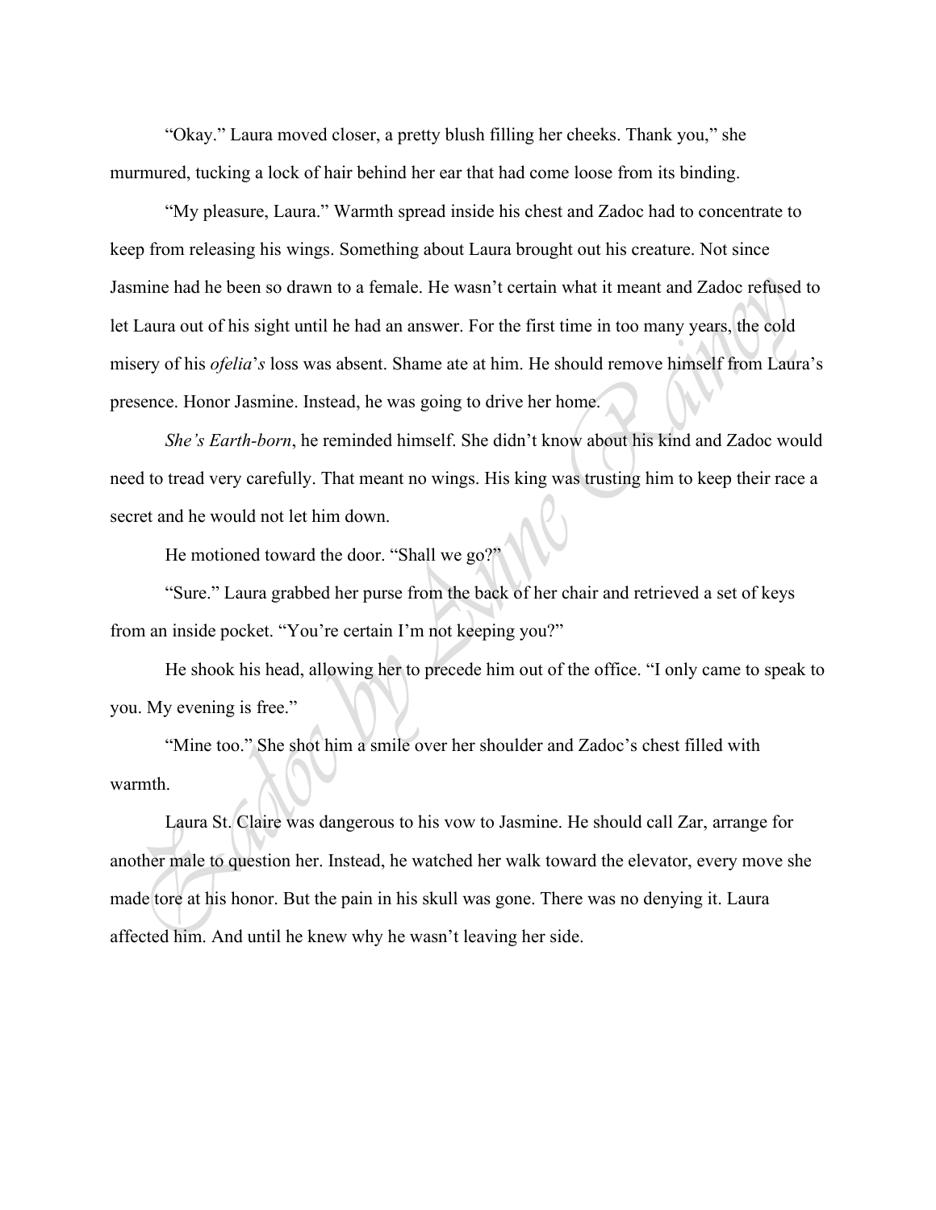"Okay." Laura moved closer, a pretty blush filling her cheeks. Thank you," she murmured, tucking a lock of hair behind her ear that had come loose from its binding.

"My pleasure, Laura." Warmth spread inside his chest and Zadoc had to concentrate to keep from releasing his wings. Something about Laura brought out his creature. Not since Jasmine had he been so drawn to a female. He wasn't certain what it meant and Zadoc refused to let Laura out of his sight until he had an answer. For the first time in too many years, the cold misery of his *ofelia*'*s* loss was absent. Shame ate at him. He should remove himself from Laura's presence. Honor Jasmine. Instead, he was going to drive her home.

*She's Earth-born*, he reminded himself. She didn't know about his kind and Zadoc would need to tread very carefully. That meant no wings. His king was trusting him to keep their race a secret and he would not let him down.

He motioned toward the door. "Shall we go?"

"Sure." Laura grabbed her purse from the back of her chair and retrieved a set of keys from an inside pocket. "You're certain I'm not keeping you?"

He shook his head, allowing her to precede him out of the office. "I only came to speak to you. My evening is free."

"Mine too." She shot him a smile over her shoulder and Zadoc's chest filled with warmth.

Laura St. Claire was dangerous to his vow to Jasmine. He should call Zar, arrange for another male to question her. Instead, he watched her walk toward the elevator, every move she made tore at his honor. But the pain in his skull was gone. There was no denying it. Laura affected him. And until he knew why he wasn't leaving her side.